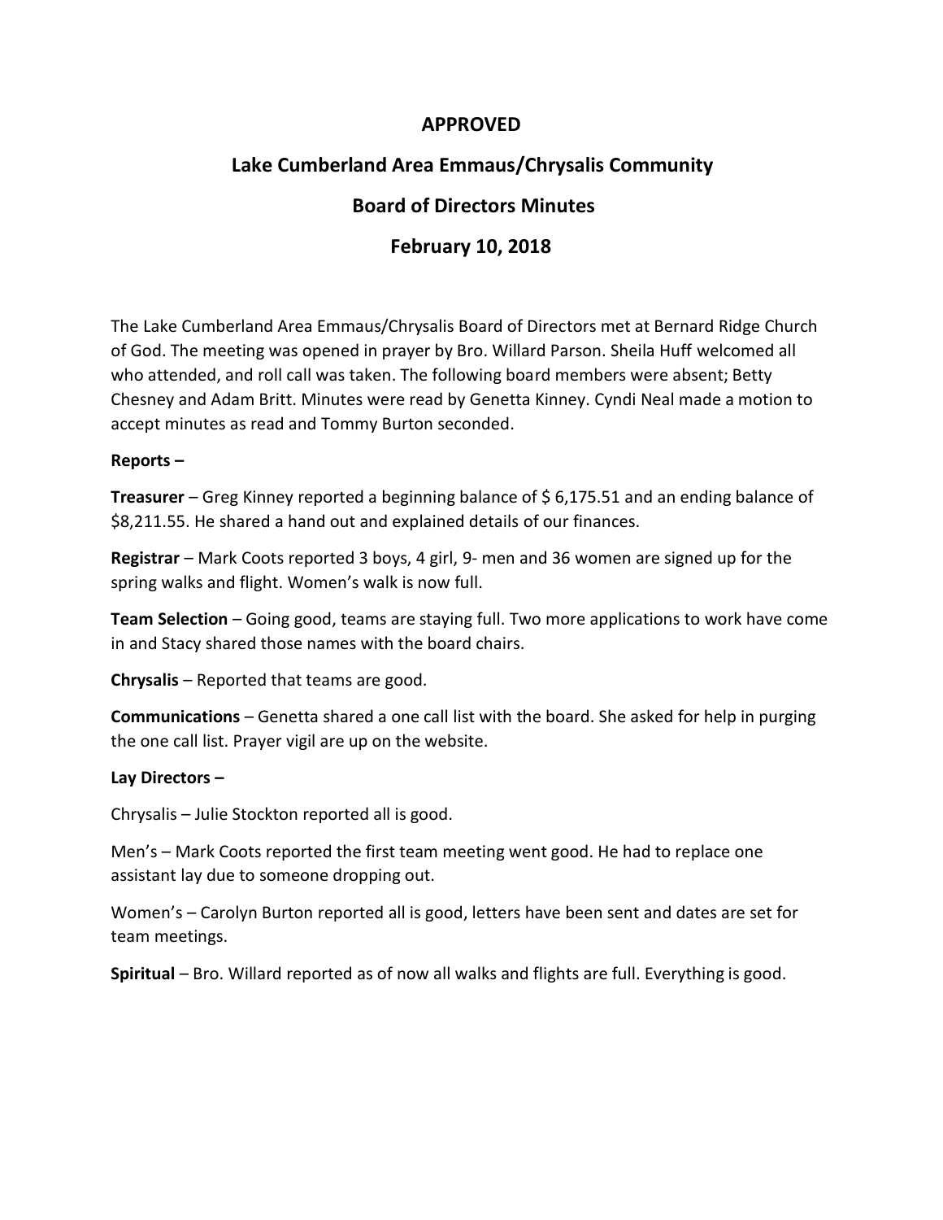# APPROVED

## Lake Cumberland Area Emmaus/Chrysalis Community

## Board of Directors Minutes

## February 10, 2018

The Lake Cumberland Area Emmaus/Chrysalis Board of Directors met at Bernard Ridge Church of God. The meeting was opened in prayer by Bro. Willard Parson. Sheila Huff welcomed all who attended, and roll call was taken. The following board members were absent; Betty Chesney and Adam Britt. Minutes were read by Genetta Kinney. Cyndi Neal made a motion to accept minutes as read and Tommy Burton seconded.

**Reports –**

**Treasurer** – Greg Kinney reported a beginning balance of $ 6,175.51 and an ending balance of $8,211.55. He shared a hand out and explained details of our finances.

**Registrar** – Mark Coots reported 3 boys, 4 girl, 9- men and 36 women are signed up for the spring walks and flight. Women's walk is now full.

**Team Selection** – Going good, teams are staying full. Two more applications to work have come in and Stacy shared those names with the board chairs.

**Chrysalis** – Reported that teams are good.

**Communications** – Genetta shared a one call list with the board. She asked for help in purging the one call list. Prayer vigil are up on the website.

**Lay Directors –**

Chrysalis – Julie Stockton reported all is good.

Men's – Mark Coots reported the first team meeting went good. He had to replace one assistant lay due to someone dropping out.

Women's – Carolyn Burton reported all is good, letters have been sent and dates are set for team meetings.

**Spiritual** – Bro. Willard reported as of now all walks and flights are full. Everything is good.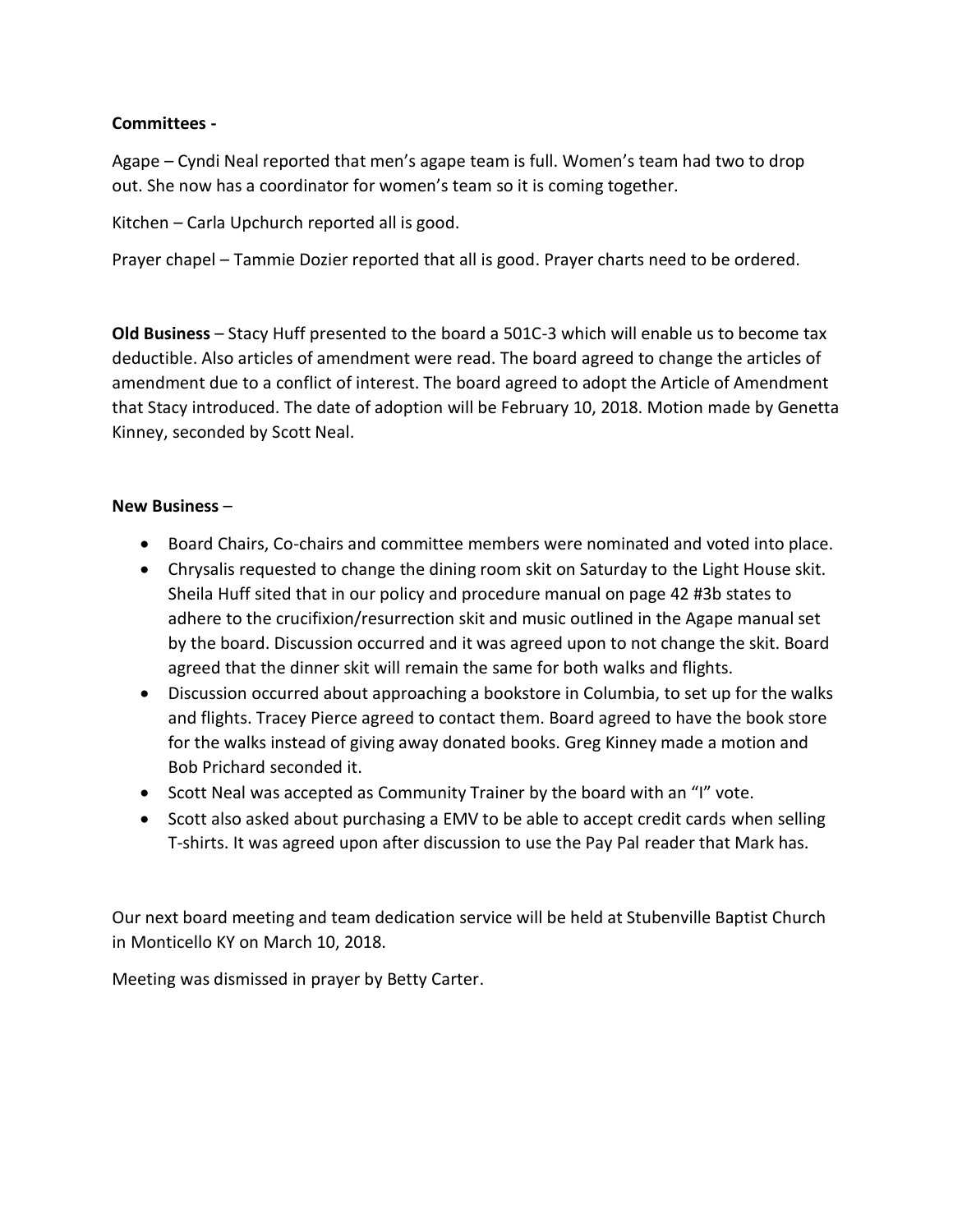**Committees -**

Agape – Cyndi Neal reported that men's agape team is full. Women's team had two to drop out. She now has a coordinator for women's team so it is coming together.

Kitchen – Carla Upchurch reported all is good.

Prayer chapel – Tammie Dozier reported that all is good. Prayer charts need to be ordered.

**Old Business** – Stacy Huff presented to the board a 501C-3 which will enable us to become tax deductible. Also articles of amendment were read. The board agreed to change the articles of amendment due to a conflict of interest. The board agreed to adopt the Article of Amendment that Stacy introduced. The date of adoption will be February 10, 2018. Motion made by Genetta Kinney, seconded by Scott Neal.

**New Business** –

- Board Chairs, Co-chairs and committee members were nominated and voted into place.
- Chrysalis requested to change the dining room skit on Saturday to the Light House skit. Sheila Huff sited that in our policy and procedure manual on page 42 #3b states to adhere to the crucifixion/resurrection skit and music outlined in the Agape manual set by the board. Discussion occurred and it was agreed upon to not change the skit. Board agreed that the dinner skit will remain the same for both walks and flights.
- Discussion occurred about approaching a bookstore in Columbia, to set up for the walks and flights. Tracey Pierce agreed to contact them. Board agreed to have the book store for the walks instead of giving away donated books. Greg Kinney made a motion and Bob Prichard seconded it.
- Scott Neal was accepted as Community Trainer by the board with an "I" vote.
- Scott also asked about purchasing a EMV to be able to accept credit cards when selling T-shirts. It was agreed upon after discussion to use the Pay Pal reader that Mark has.

Our next board meeting and team dedication service will be held at Stubenville Baptist Church in Monticello KY on March 10, 2018.

Meeting was dismissed in prayer by Betty Carter.